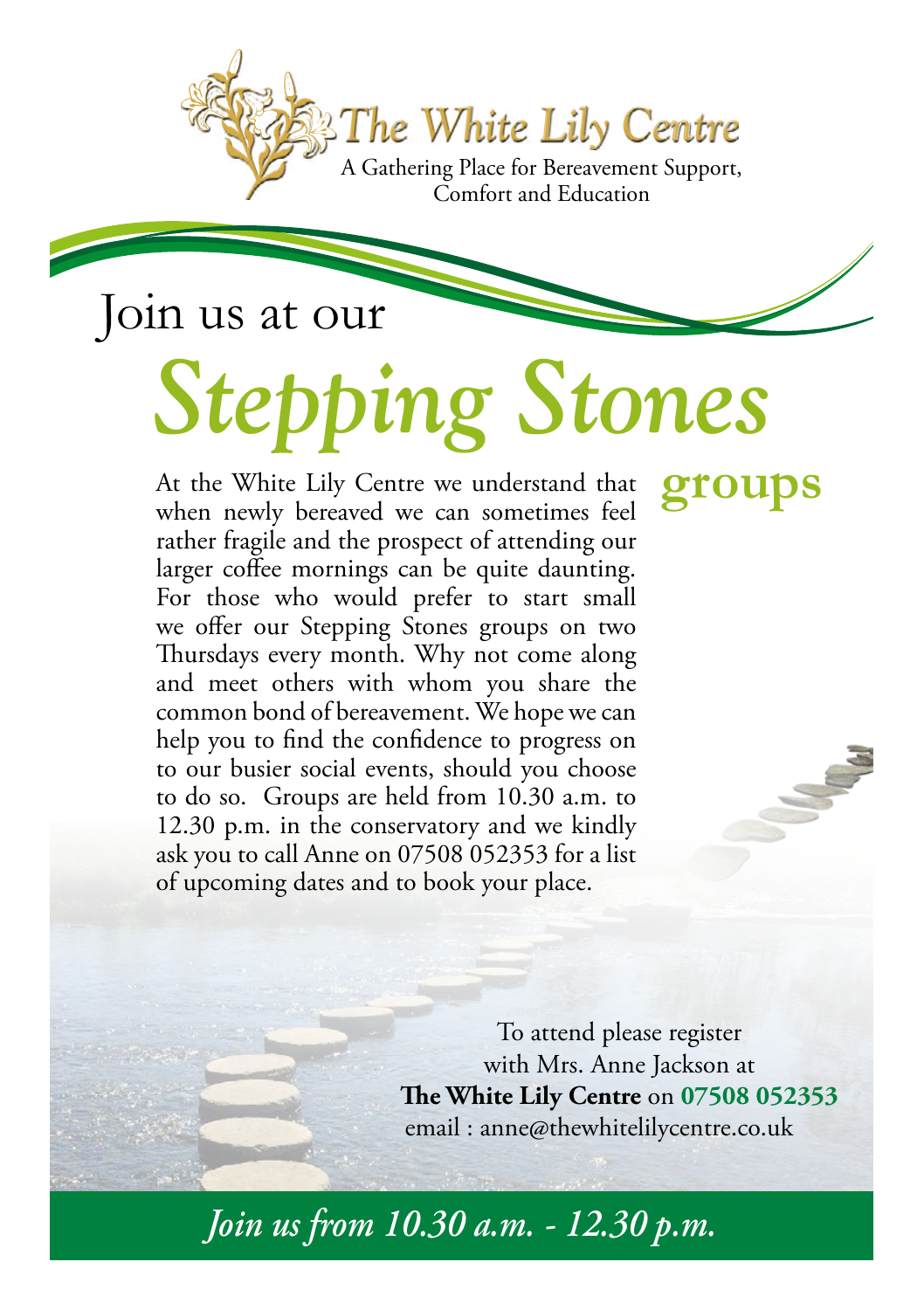# The White Lily Centre

A Gathering Place for Bereavement Support, Comfort and Education

## Join us at our *Stepping Stones* groups

At the White Lily Centre we understand that when newly bereaved we can sometimes feel rather fragile and the prospect of attending our larger coffee mornings can be quite daunting. For those who would prefer to start small we offer our Stepping Stones groups on two Thursdays every month. Why not come along and meet others with whom you share the common bond of bereavement. We hope we can help you to find the confidence to progress on to our busier social events, should you choose to do so. Groups are held from 10.30 a.m. to 12.30 p.m. in the conservatory and we kindly ask you to call Anne on 07508 052353 for a list of upcoming dates and to book your place.

To attend please register
with Mrs. Anne Jackson at
**The White Lily Centre** on **07508 052353**
email : anne@thewhitelilycentre.co.uk

*Join us from 10.30 a.m. - 12.30 p.m.*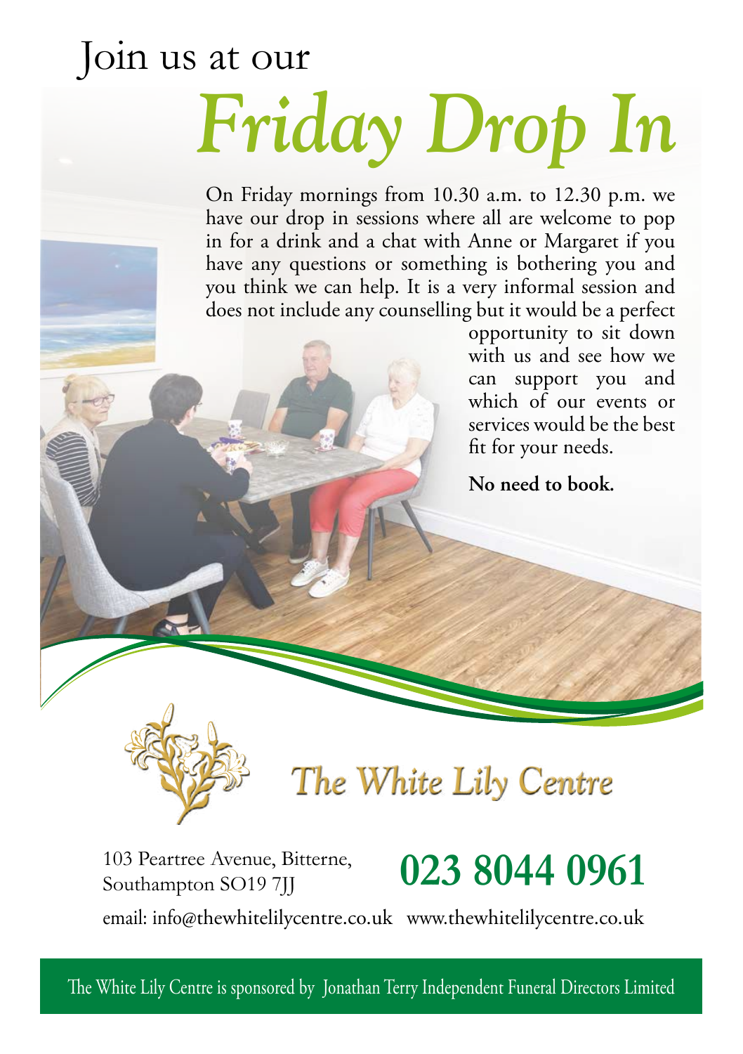Join us at our

# *Friday Drop In*

On Friday mornings from 10.30 a.m. to 12.30 p.m. we have our drop in sessions where all are welcome to pop in for a drink and a chat with Anne or Margaret if you have any questions or something is bothering you and you think we can help. It is a very informal session and does not include any counselling but it would be a perfect opportunity to sit down with us and see how we can support you and which of our events or services would be the best fit for your needs.

**No need to book.**

## The White Lily Centre

103 Peartree Avenue, Bitterne,
Southampton SO19 7JJ

**023 8044 0961**

email: info@thewhitelilycentre.co.uk www.thewhitelilycentre.co.uk

The White Lily Centre is sponsored by Jonathan Terry Independent Funeral Directors Limited